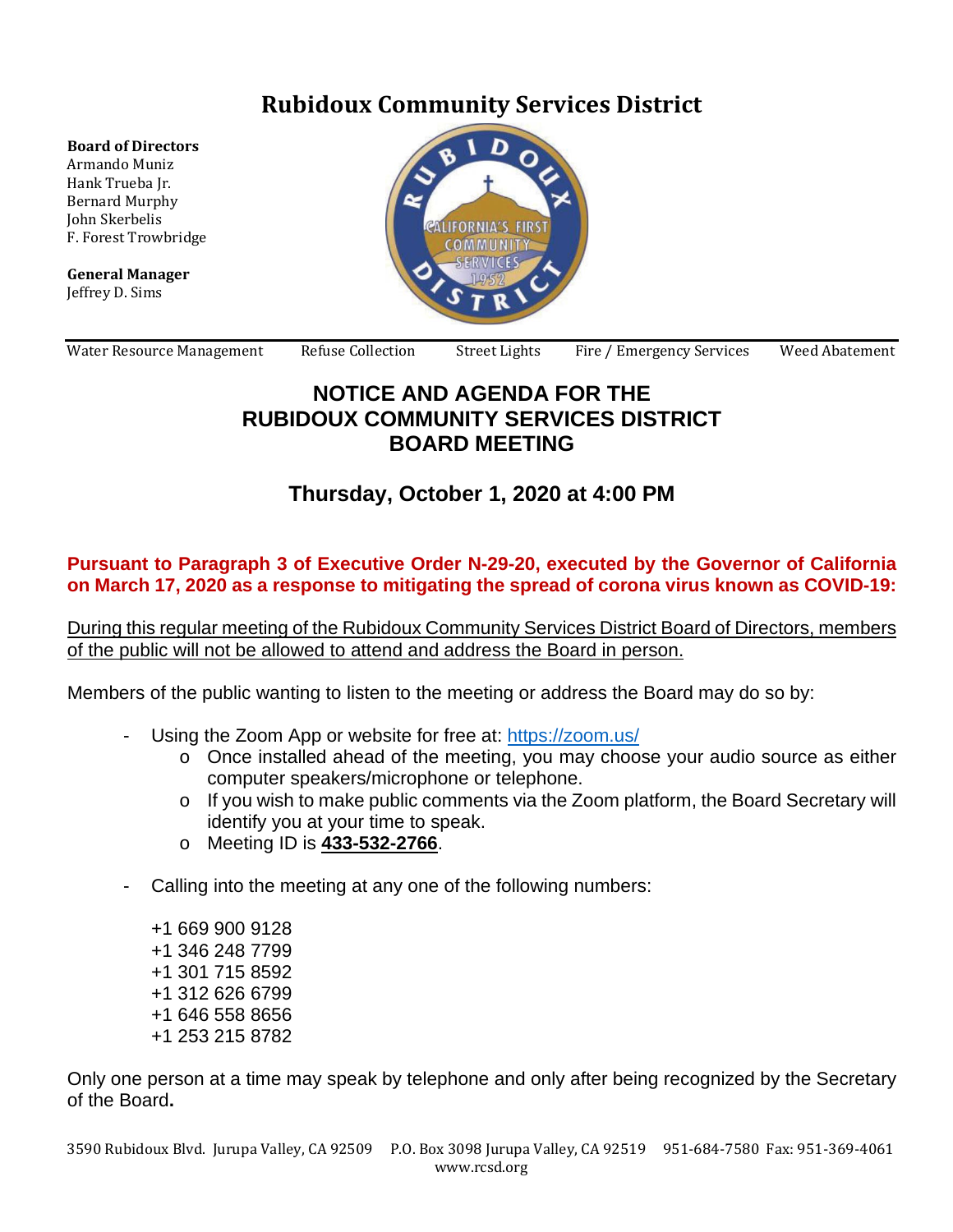# Rubidoux Community Services District

**Board of Directors**
Armando Muniz
Hank Trueba Jr.
Bernard Murphy
John Skerbelis
F. Forest Trowbridge

**General Manager**
Jeffrey D. Sims

Water Resource Management | Refuse Collection | Street Lights | Fire / Emergency Services | Weed Abatement

## NOTICE AND AGENDA FOR THE RUBIDOUX COMMUNITY SERVICES DISTRICT BOARD MEETING

### Thursday, October 1, 2020 at 4:00 PM

**Pursuant to Paragraph 3 of Executive Order N-29-20, executed by the Governor of California on March 17, 2020 as a response to mitigating the spread of corona virus known as COVID-19:**

<u>During this regular meeting of the Rubidoux Community Services District Board of Directors, members of the public will not be allowed to attend and address the Board in person.</u>

Members of the public wanting to listen to the meeting or address the Board may do so by:

- Using the Zoom App or website for free at: https://zoom.us/
    - Once installed ahead of the meeting, you may choose your audio source as either computer speakers/microphone or telephone.
    - If you wish to make public comments via the Zoom platform, the Board Secretary will identify you at your time to speak.
    - Meeting ID is **<u>433-532-2766</u>**.

- Calling into the meeting at any one of the following numbers:

  +1 669 900 9128
  +1 346 248 7799
  +1 301 715 8592
  +1 312 626 6799
  +1 646 558 8656
  +1 253 215 8782

Only one person at a time may speak by telephone and only after being recognized by the Secretary of the Board**.**

3590 Rubidoux Blvd. Jurupa Valley, CA 92509 P.O. Box 3098 Jurupa Valley, CA 92519 951-684-7580 Fax: 951-369-4061
www.rcsd.org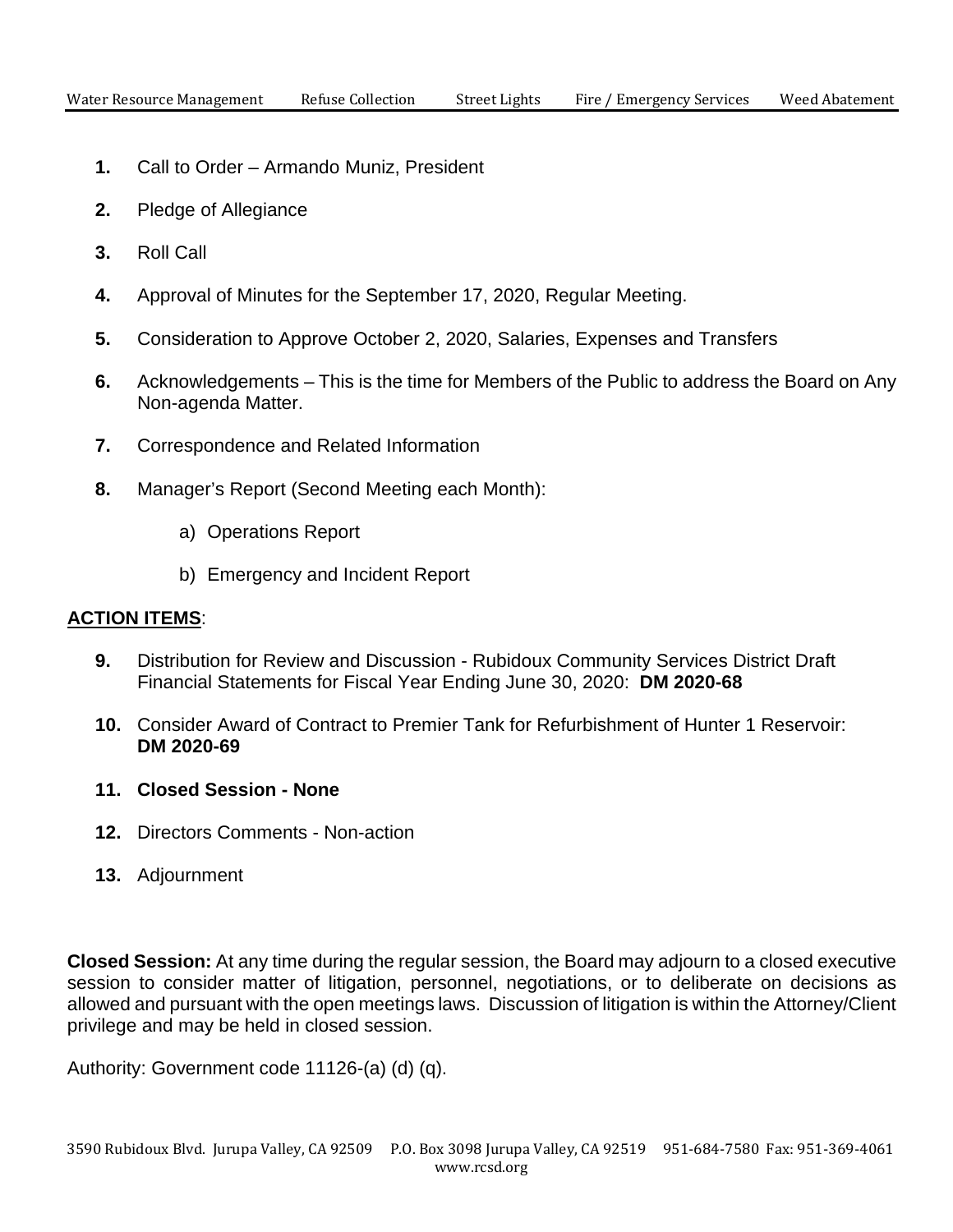1. Call to Order – Armando Muniz, President

2. Pledge of Allegiance

3. Roll Call

4. Approval of Minutes for the September 17, 2020, Regular Meeting.

5. Consideration to Approve October 2, 2020, Salaries, Expenses and Transfers

6. Acknowledgements – This is the time for Members of the Public to address the Board on Any Non-agenda Matter.

7. Correspondence and Related Information

8. Manager's Report (Second Meeting each Month):

   a) Operations Report

   b) Emergency and Incident Report

**ACTION ITEMS**:

9. Distribution for Review and Discussion - Rubidoux Community Services District Draft Financial Statements for Fiscal Year Ending June 30, 2020: **DM 2020-68**

10. Consider Award of Contract to Premier Tank for Refurbishment of Hunter 1 Reservoir: **DM 2020-69**

11. **Closed Session - None**

12. Directors Comments - Non-action

13. Adjournment

**Closed Session:** At any time during the regular session, the Board may adjourn to a closed executive session to consider matter of litigation, personnel, negotiations, or to deliberate on decisions as allowed and pursuant with the open meetings laws. Discussion of litigation is within the Attorney/Client privilege and may be held in closed session.

Authority: Government code 11126-(a) (d) (q).